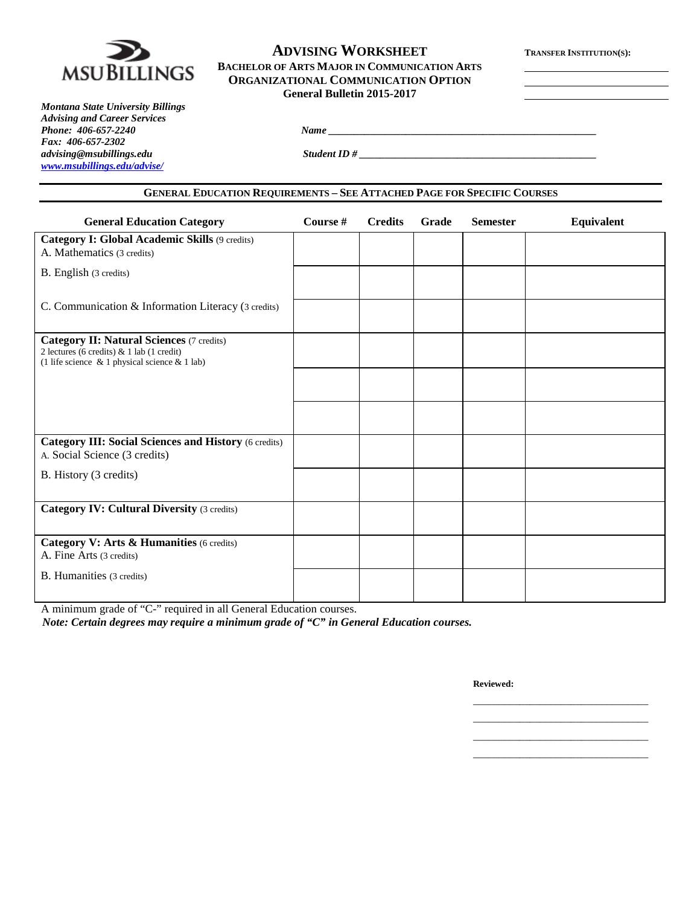MSU BILLINGS

# ADVISING WORKSHEET

**BACHELOR OF ARTS MAJOR IN COMMUNICATION ARTS**
**ORGANIZATIONAL COMMUNICATION OPTION**
**General Bulletin 2015-2017**

**TRANSFER INSTITUTION(S):**

______________________

______________________

______________________

***Montana State University Billings***
***Advising and Career Services***
***Phone: 406-657-2240***
***Fax: 406-657-2302***
***advising@msubillings.edu***
***www.msubillings.edu/advise/***

***Name*** ______________________________________________

***Student ID #*** ________________________________________

## GENERAL EDUCATION REQUIREMENTS – SEE ATTACHED PAGE FOR SPECIFIC COURSES

| General Education Category | Course # | Credits | Grade | Semester | Equivalent |
|---|---|---|---|---|---|
| **Category I: Global Academic Skills** (9 credits)<br>A. Mathematics (3 credits) | | | | | |
| B. English (3 credits) | | | | | |
| C. Communication & Information Literacy (3 credits) | | | | | |
| **Category II: Natural Sciences** (7 credits)<br>2 lectures (6 credits) & 1 lab (1 credit)<br>(1 life science & 1 physical science & 1 lab) | | | | | |
| | | | | | |
| | | | | | |
| **Category III: Social Sciences and History** (6 credits)<br>A. Social Science (3 credits) | | | | | |
| B. History (3 credits) | | | | | |
| **Category IV: Cultural Diversity** (3 credits) | | | | | |
| **Category V: Arts & Humanities** (6 credits)<br>A. Fine Arts (3 credits) | | | | | |
| B. Humanities (3 credits) | | | | | |

A minimum grade of "C-" required in all General Education courses.

***Note: Certain degrees may require a minimum grade of "C" in General Education courses.***

**Reviewed:**

______________________________

______________________________

______________________________

______________________________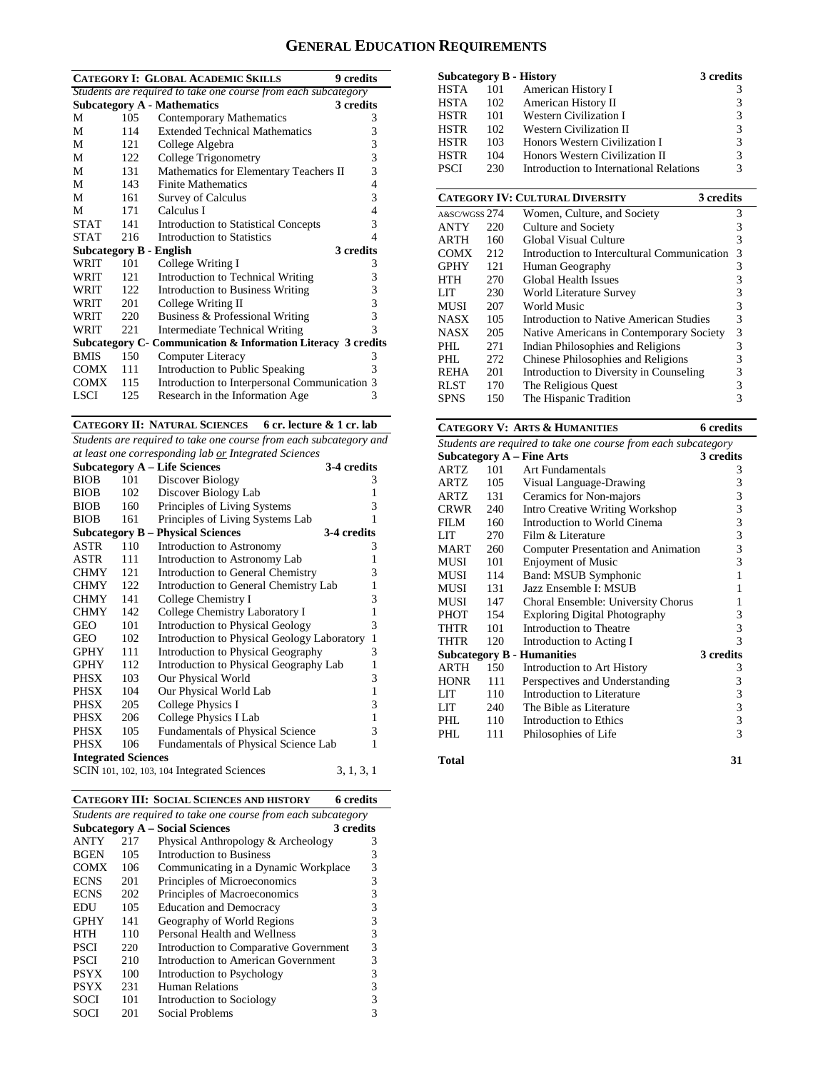# General Education Requirements

## Category I: Global Academic Skills — 9 credits

*Students are required to take one course from each subcategory*

| | | | |
|---|---|---|---|
| **Subcategory A - Mathematics** | | | **3 credits** |
| M | 105 | Contemporary Mathematics | 3 |
| M | 114 | Extended Technical Mathematics | 3 |
| M | 121 | College Algebra | 3 |
| M | 122 | College Trigonometry | 3 |
| M | 131 | Mathematics for Elementary Teachers II | 3 |
| M | 143 | Finite Mathematics | 4 |
| M | 161 | Survey of Calculus | 3 |
| M | 171 | Calculus I | 4 |
| STAT | 141 | Introduction to Statistical Concepts | 3 |
| STAT | 216 | Introduction to Statistics | 4 |
| **Subcategory B - English** | | | **3 credits** |
| WRIT | 101 | College Writing I | 3 |
| WRIT | 121 | Introduction to Technical Writing | 3 |
| WRIT | 122 | Introduction to Business Writing | 3 |
| WRIT | 201 | College Writing II | 3 |
| WRIT | 220 | Business & Professional Writing | 3 |
| WRIT | 221 | Intermediate Technical Writing | 3 |
| **Subcategory C- Communication & Information Literacy** | | | **3 credits** |
| BMIS | 150 | Computer Literacy | 3 |
| COMX | 111 | Introduction to Public Speaking | 3 |
| COMX | 115 | Introduction to Interpersonal Communication | 3 |
| LSCI | 125 | Research in the Information Age | 3 |

## Category II: Natural Sciences — 6 cr. lecture & 1 cr. lab

*Students are required to take one course from each subcategory and at least one corresponding lab or Integrated Sciences*

| | | | |
|---|---|---|---|
| **Subcategory A – Life Sciences** | | | **3-4 credits** |
| BIOB | 101 | Discover Biology | 3 |
| BIOB | 102 | Discover Biology Lab | 1 |
| BIOB | 160 | Principles of Living Systems | 3 |
| BIOB | 161 | Principles of Living Systems Lab | 1 |
| **Subcategory B – Physical Sciences** | | | **3-4 credits** |
| ASTR | 110 | Introduction to Astronomy | 3 |
| ASTR | 111 | Introduction to Astronomy Lab | 1 |
| CHMY | 121 | Introduction to General Chemistry | 3 |
| CHMY | 122 | Introduction to General Chemistry Lab | 1 |
| CHMY | 141 | College Chemistry I | 3 |
| CHMY | 142 | College Chemistry Laboratory I | 1 |
| GEO | 101 | Introduction to Physical Geology | 3 |
| GEO | 102 | Introduction to Physical Geology Laboratory | 1 |
| GPHY | 111 | Introduction to Physical Geography | 3 |
| GPHY | 112 | Introduction to Physical Geography Lab | 1 |
| PHSX | 103 | Our Physical World | 3 |
| PHSX | 104 | Our Physical World Lab | 1 |
| PHSX | 205 | College Physics I | 3 |
| PHSX | 206 | College Physics I Lab | 1 |
| PHSX | 105 | Fundamentals of Physical Science | 3 |
| PHSX | 106 | Fundamentals of Physical Science Lab | 1 |
| **Integrated Sciences** | | | |
| SCIN | 101, 102, 103, 104 | Integrated Sciences | 3, 1, 3, 1 |

## Category III: Social Sciences and History — 6 credits

*Students are required to take one course from each subcategory*

| | | | |
|---|---|---|---|
| **Subcategory A – Social Sciences** | | | **3 credits** |
| ANTY | 217 | Physical Anthropology & Archeology | 3 |
| BGEN | 105 | Introduction to Business | 3 |
| COMX | 106 | Communicating in a Dynamic Workplace | 3 |
| ECNS | 201 | Principles of Microeconomics | 3 |
| ECNS | 202 | Principles of Macroeconomics | 3 |
| EDU | 105 | Education and Democracy | 3 |
| GPHY | 141 | Geography of World Regions | 3 |
| HTH | 110 | Personal Health and Wellness | 3 |
| PSCI | 220 | Introduction to Comparative Government | 3 |
| PSCI | 210 | Introduction to American Government | 3 |
| PSYX | 100 | Introduction to Psychology | 3 |
| PSYX | 231 | Human Relations | 3 |
| SOCI | 101 | Introduction to Sociology | 3 |
| SOCI | 201 | Social Problems | 3 |
| **Subcategory B - History** | | | **3 credits** |
| HSTA | 101 | American History I | 3 |
| HSTA | 102 | American History II | 3 |
| HSTR | 101 | Western Civilization I | 3 |
| HSTR | 102 | Western Civilization II | 3 |
| HSTR | 103 | Honors Western Civilization I | 3 |
| HSTR | 104 | Honors Western Civilization II | 3 |
| PSCI | 230 | Introduction to International Relations | 3 |

## Category IV: Cultural Diversity — 3 credits

| | | | |
|---|---|---|---|
| A&SC/WGSS | 274 | Women, Culture, and Society | 3 |
| ANTY | 220 | Culture and Society | 3 |
| ARTH | 160 | Global Visual Culture | 3 |
| COMX | 212 | Introduction to Intercultural Communication | 3 |
| GPHY | 121 | Human Geography | 3 |
| HTH | 270 | Global Health Issues | 3 |
| LIT | 230 | World Literature Survey | 3 |
| MUSI | 207 | World Music | 3 |
| NASX | 105 | Introduction to Native American Studies | 3 |
| NASX | 205 | Native Americans in Contemporary Society | 3 |
| PHL | 271 | Indian Philosophies and Religions | 3 |
| PHL | 272 | Chinese Philosophies and Religions | 3 |
| REHA | 201 | Introduction to Diversity in Counseling | 3 |
| RLST | 170 | The Religious Quest | 3 |
| SPNS | 150 | The Hispanic Tradition | 3 |

## Category V: Arts & Humanities — 6 credits

*Students are required to take one course from each subcategory*

| | | | |
|---|---|---|---|
| **Subcategory A – Fine Arts** | | | **3 credits** |
| ARTZ | 101 | Art Fundamentals | 3 |
| ARTZ | 105 | Visual Language-Drawing | 3 |
| ARTZ | 131 | Ceramics for Non-majors | 3 |
| CRWR | 240 | Intro Creative Writing Workshop | 3 |
| FILM | 160 | Introduction to World Cinema | 3 |
| LIT | 270 | Film & Literature | 3 |
| MART | 260 | Computer Presentation and Animation | 3 |
| MUSI | 101 | Enjoyment of Music | 3 |
| MUSI | 114 | Band: MSUB Symphonic | 1 |
| MUSI | 131 | Jazz Ensemble I: MSUB | 1 |
| MUSI | 147 | Choral Ensemble: University Chorus | 1 |
| PHOT | 154 | Exploring Digital Photography | 3 |
| THTR | 101 | Introduction to Theatre | 3 |
| THTR | 120 | Introduction to Acting I | 3 |
| **Subcategory B - Humanities** | | | **3 credits** |
| ARTH | 150 | Introduction to Art History | 3 |
| HONR | 111 | Perspectives and Understanding | 3 |
| LIT | 110 | Introduction to Literature | 3 |
| LIT | 240 | The Bible as Literature | 3 |
| PHL | 110 | Introduction to Ethics | 3 |
| PHL | 111 | Philosophies of Life | 3 |

**Total** **31**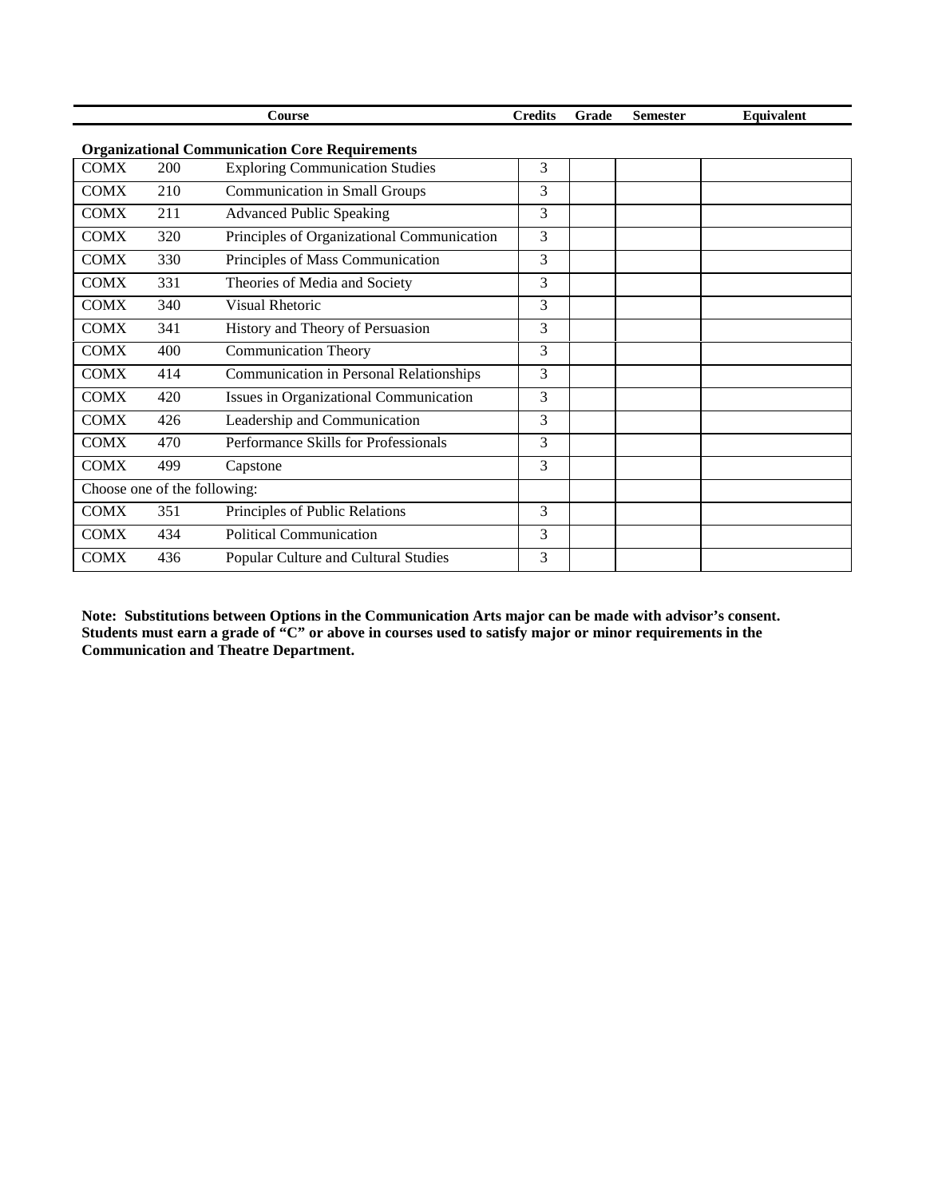| Course | | | Credits | Grade | Semester | Equivalent |
|---|---|---|---|---|---|---|
| **Organizational Communication Core Requirements** | | | | | | |
| COMX | 200 | Exploring Communication Studies | 3 | | | |
| COMX | 210 | Communication in Small Groups | 3 | | | |
| COMX | 211 | Advanced Public Speaking | 3 | | | |
| COMX | 320 | Principles of Organizational Communication | 3 | | | |
| COMX | 330 | Principles of Mass Communication | 3 | | | |
| COMX | 331 | Theories of Media and Society | 3 | | | |
| COMX | 340 | Visual Rhetoric | 3 | | | |
| COMX | 341 | History and Theory of Persuasion | 3 | | | |
| COMX | 400 | Communication Theory | 3 | | | |
| COMX | 414 | Communication in Personal Relationships | 3 | | | |
| COMX | 420 | Issues in Organizational Communication | 3 | | | |
| COMX | 426 | Leadership and Communication | 3 | | | |
| COMX | 470 | Performance Skills for Professionals | 3 | | | |
| COMX | 499 | Capstone | 3 | | | |
| Choose one of the following: | | | | | | |
| COMX | 351 | Principles of Public Relations | 3 | | | |
| COMX | 434 | Political Communication | 3 | | | |
| COMX | 436 | Popular Culture and Cultural Studies | 3 | | | |

**Note: Substitutions between Options in the Communication Arts major can be made with advisor's consent. Students must earn a grade of "C" or above in courses used to satisfy major or minor requirements in the Communication and Theatre Department.**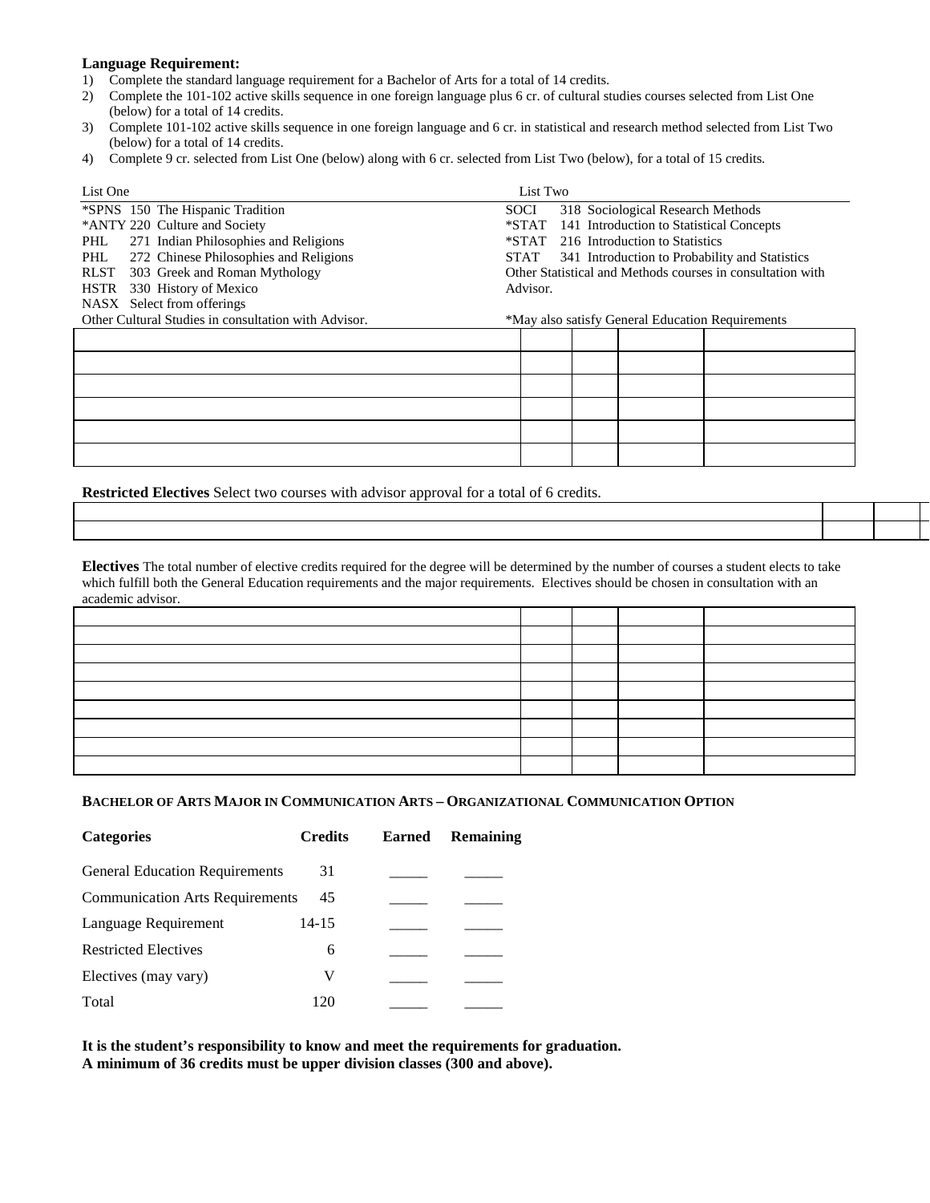**Language Requirement:**

1) Complete the standard language requirement for a Bachelor of Arts for a total of 14 credits.
2) Complete the 101-102 active skills sequence in one foreign language plus 6 cr. of cultural studies courses selected from List One (below) for a total of 14 credits.
3) Complete 101-102 active skills sequence in one foreign language and 6 cr. in statistical and research method selected from List Two (below) for a total of 14 credits.
4) Complete 9 cr. selected from List One (below) along with 6 cr. selected from List Two (below), for a total of 15 credits.

| List One | List Two |
|---|---|
| *SPNS 150 The Hispanic Tradition | SOCI 318 Sociological Research Methods |
| *ANTY 220 Culture and Society | *STAT 141 Introduction to Statistical Concepts |
| PHL 271 Indian Philosophies and Religions | *STAT 216 Introduction to Statistics |
| PHL 272 Chinese Philosophies and Religions | STAT 341 Introduction to Probability and Statistics |
| RLST 303 Greek and Roman Mythology | Other Statistical and Methods courses in consultation with Advisor. |
| HSTR 330 History of Mexico | |
| NASX Select from offerings | |
| Other Cultural Studies in consultation with Advisor. | *May also satisfy General Education Requirements |

| | | | | |
|---|---|---|---|---|
| | | | | |
| | | | | |
| | | | | |
| | | | | |
| | | | | |
| | | | | |

**Restricted Electives** Select two courses with advisor approval for a total of 6 credits.

| | | | |
|---|---|---|---|
| | | | |
| | | | |

**Electives** The total number of elective credits required for the degree will be determined by the number of courses a student elects to take which fulfill both the General Education requirements and the major requirements. Electives should be chosen in consultation with an academic advisor.

| | | | | |
|---|---|---|---|---|
| | | | | |
| | | | | |
| | | | | |
| | | | | |
| | | | | |
| | | | | |
| | | | | |
| | | | | |
| | | | | |

**BACHELOR OF ARTS MAJOR IN COMMUNICATION ARTS – ORGANIZATIONAL COMMUNICATION OPTION**

| Categories | Credits | Earned | Remaining |
|---|---|---|---|
| General Education Requirements | 31 | _____ | _____ |
| Communication Arts Requirements | 45 | _____ | _____ |
| Language Requirement | 14-15 | _____ | _____ |
| Restricted Electives | 6 | _____ | _____ |
| Electives (may vary) | V | _____ | _____ |
| Total | 120 | _____ | _____ |

**It is the student's responsibility to know and meet the requirements for graduation.**
**A minimum of 36 credits must be upper division classes (300 and above).**